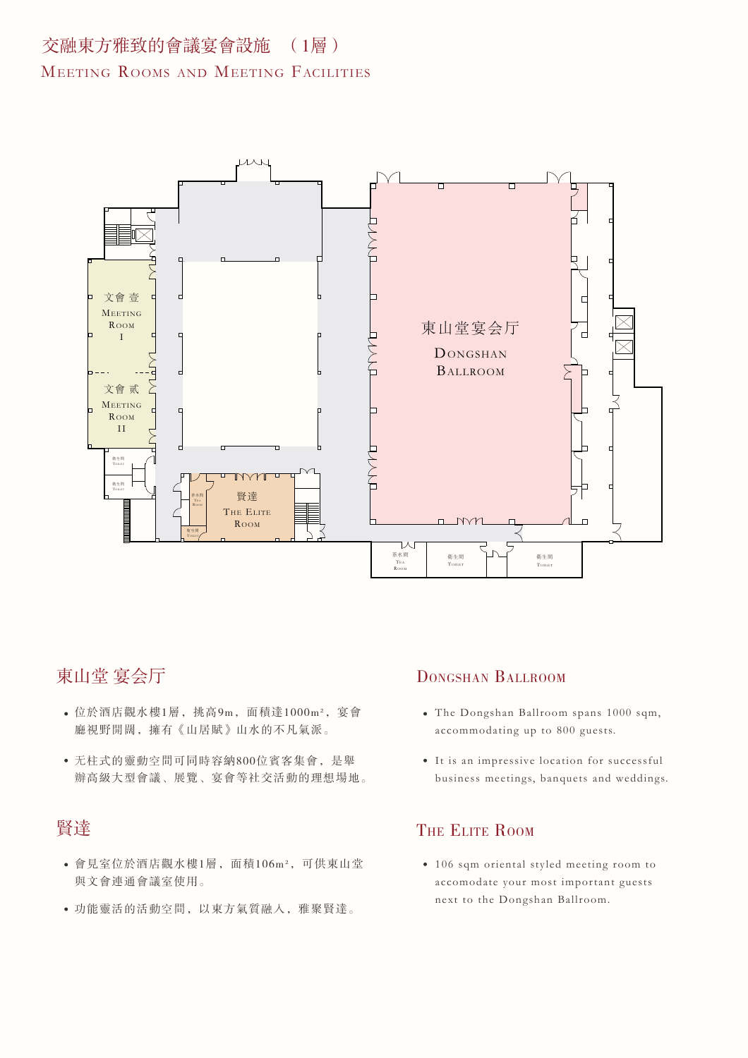# 交融東方雅致的會議宴會設施　（1層）

MEETING ROOMS AND MEETING FACILITIES

文會壹
MEETING ROOM I

文會貳
MEETING ROOM II

衛生間
TOILET

衛生間
TOILET

茶水間
TEA ROOM

衛生間
TOILET

賢達
THE ELITE ROOM

東山堂宴会厅
DONGSHAN BALLROOM

茶水間
TEA ROOM

衛生間
TOILET

衛生間
TOILET

## 東山堂 宴会厅

- 位於酒店觀水樓1層，挑高9m，面積達1000m²，宴會廳視野開闊，擁有《山居賦》山水的不凡氣派。
- 无柱式的靈動空間可同時容納800位賓客集會，是舉辦高級大型會議、展覽、宴會等社交活動的理想場地。

## DONGSHAN BALLROOM

- The Dongshan Ballroom spans 1000 sqm, accommodating up to 800 guests.
- It is an impressive location for successful business meetings, banquets and weddings.

## 賢達

- 會見室位於酒店觀水樓1層，面積106m²，可供東山堂與文會連通會議室使用。
- 功能靈活的活動空間，以東方氣質融入，雅聚賢達。

## THE ELITE ROOM

- 106 sqm oriental styled meeting room to accomodate your most important guests next to the Dongshan Ballroom.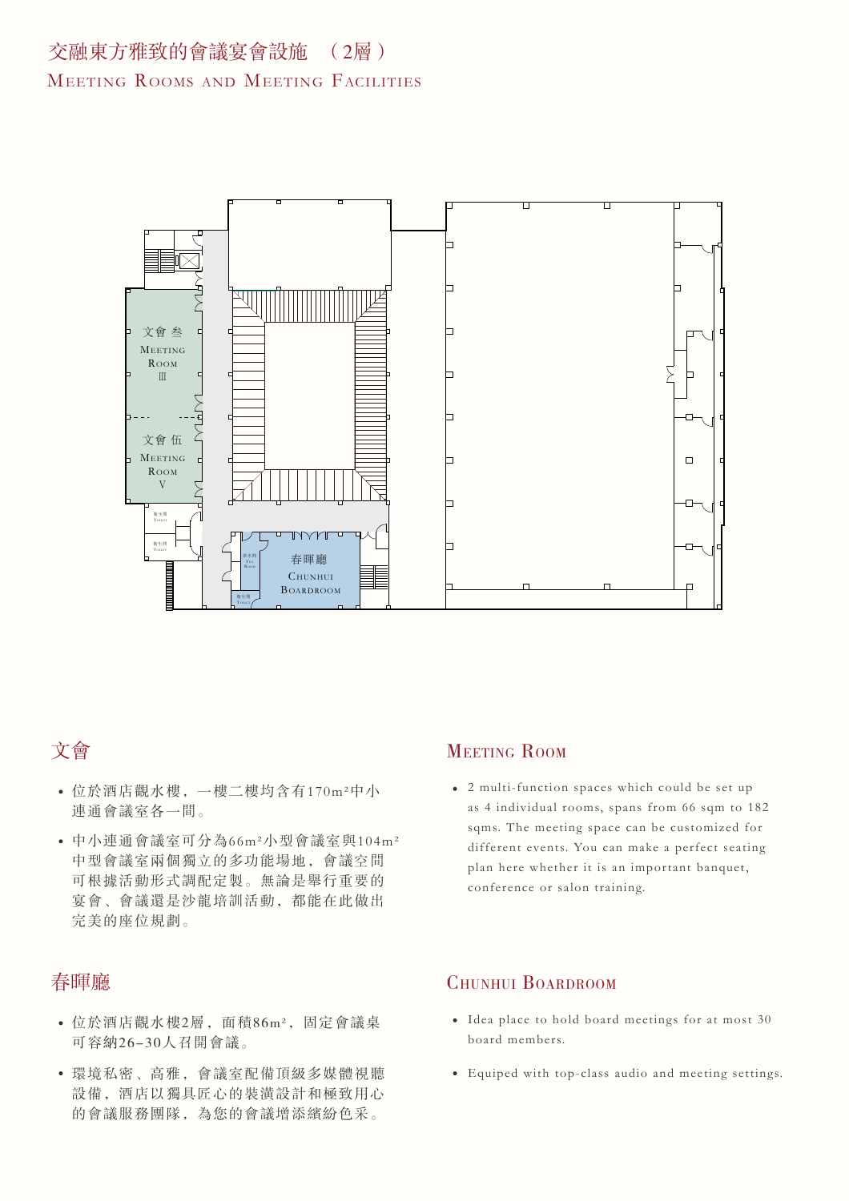# 交融東方雅致的會議宴會設施 （2層）

# Meeting Rooms and Meeting Facilities

文會 叁
Meeting Room Ⅲ

文會 伍
Meeting Room Ⅴ

春暉廳
Chunhui Boardroom

## 文會

- 位於酒店觀水樓，一樓二樓均含有170m²中小連通會議室各一間。
- 中小連通會議室可分為66m²小型會議室與104m²中型會議室兩個獨立的多功能場地，會議空間可根據活動形式調配定製。無論是舉行重要的宴會、會議還是沙龍培訓活動，都能在此做出完美的座位規劃。

## Meeting Room

- 2 multi-function spaces which could be set up as 4 individual rooms, spans from 66 sqm to 182 sqms. The meeting space can be customized for different events. You can make a perfect seating plan here whether it is an important banquet, conference or salon training.

## 春暉廳

- 位於酒店觀水樓2層，面積86m²，固定會議桌可容納26-30人召開會議。
- 環境私密、高雅，會議室配備頂級多媒體視聽設備，酒店以獨具匠心的裝潢設計和極致用心的會議服務團隊，為您的會議增添繽紛色采。

## Chunhui Boardroom

- Idea place to hold board meetings for at most 30 board members.
- Equiped with top-class audio and meeting settings.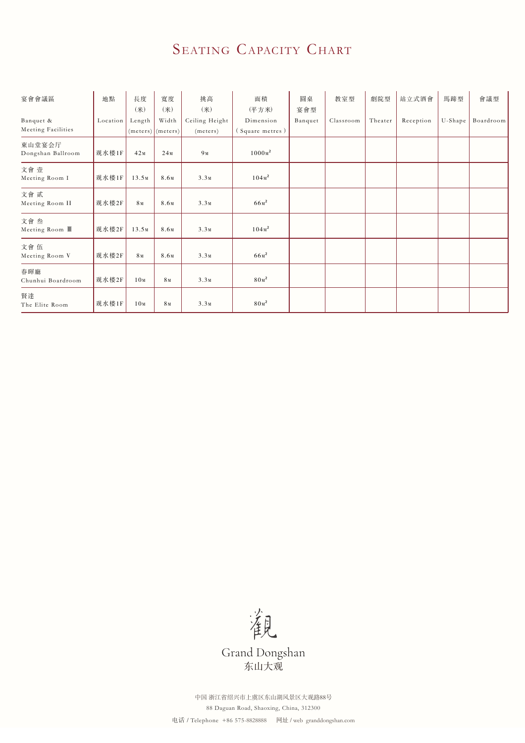# Seating Capacity Chart

| 宴會會議區 Banquet & Meeting Facilities | 地點 Location | 長度（米） Length (meters) | 寬度（米） Width (meters) | 挑高（米） Ceiling Height (meters) | 面積（平方米） Dimension ( Square metres ) | 圓桌宴會型 Banquet | 教室型 Classroom | 劇院型 Theater | 站立式酒會 Reception | 馬蹄型 U-Shape | 會議型 Boardroom |
|---|---|---|---|---|---|---|---|---|---|---|---|
| 東山堂宴会厅 Dongshan Ballroom | 观水楼1F | 42M | 24M | 9M | 1000M² | | | | | | |
| 文會 壹 Meeting Room I | 观水楼1F | 13.5M | 8.6M | 3.3M | 104M² | | | | | | |
| 文會 貳 Meeting Room II | 观水楼2F | 8M | 8.6M | 3.3M | 66M² | | | | | | |
| 文會 叄 Meeting Room Ⅲ | 观水楼2F | 13.5M | 8.6M | 3.3M | 104M² | | | | | | |
| 文會 伍 Meeting Room V | 观水楼2F | 8M | 8.6M | 3.3M | 66M² | | | | | | |
| 春暉廳 Chunhui Boardroom | 观水楼2F | 10M | 8M | 3.3M | 80M² | | | | | | |
| 賢達 The Elite Room | 观水楼1F | 10M | 8M | 3.3M | 80M² | | | | | | |

觀

Grand Dongshan
东山大观

中国 浙江省绍兴市上虞区东山湖风景区大观路88号
88 Daguan Road, Shaoxing, China, 312300
电话 / Telephone +86 575-8828888 网址 / web granddongshan.com